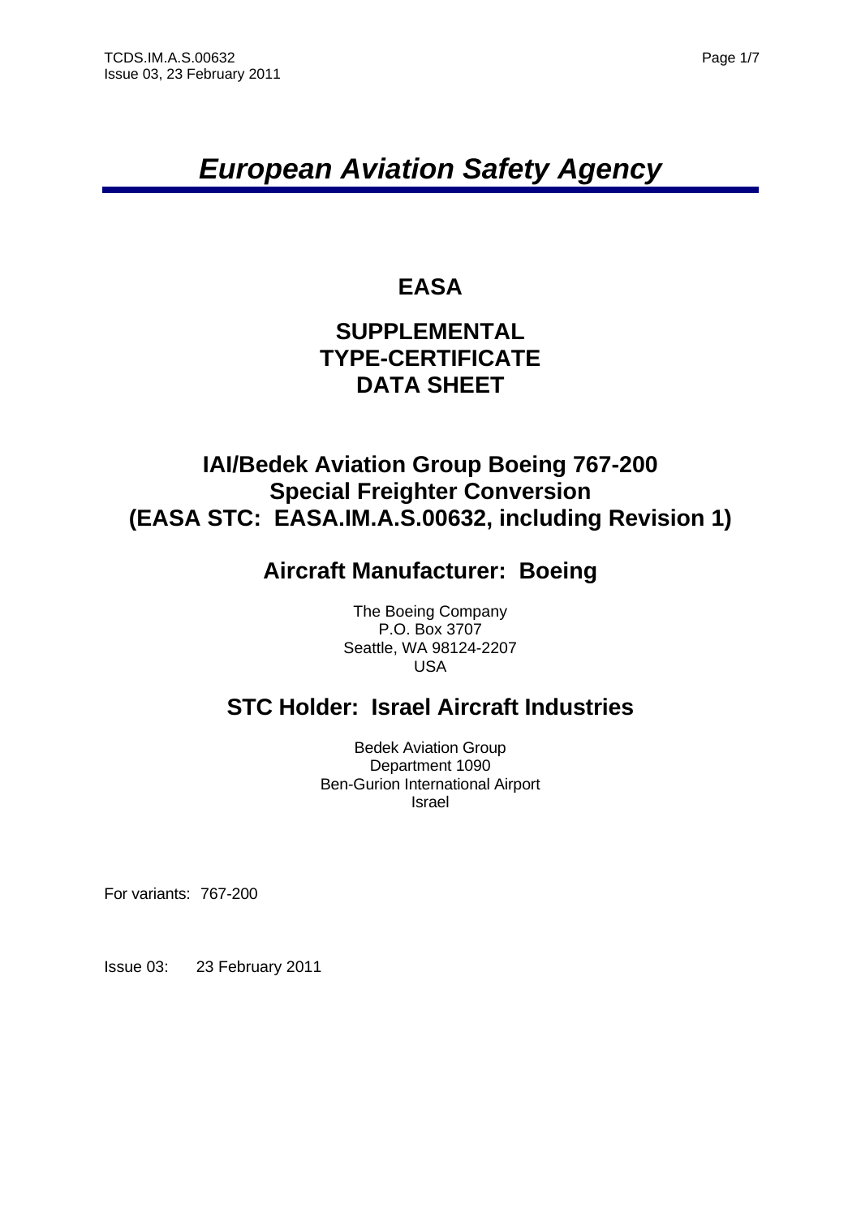# *European Aviation Safety Agency*

## EASA

## SUPPLEMENTAL TYPE-CERTIFICATE DATA SHEET

## IAI/Bedek Aviation Group Boeing 767-200 Special Freighter Conversion (EASA STC: EASA.IM.A.S.00632, including Revision 1)

## Aircraft Manufacturer: Boeing

The Boeing Company
P.O. Box 3707
Seattle, WA 98124-2207
USA

## STC Holder: Israel Aircraft Industries

Bedek Aviation Group
Department 1090
Ben-Gurion International Airport
Israel

For variants: 767-200

Issue 03: 23 February 2011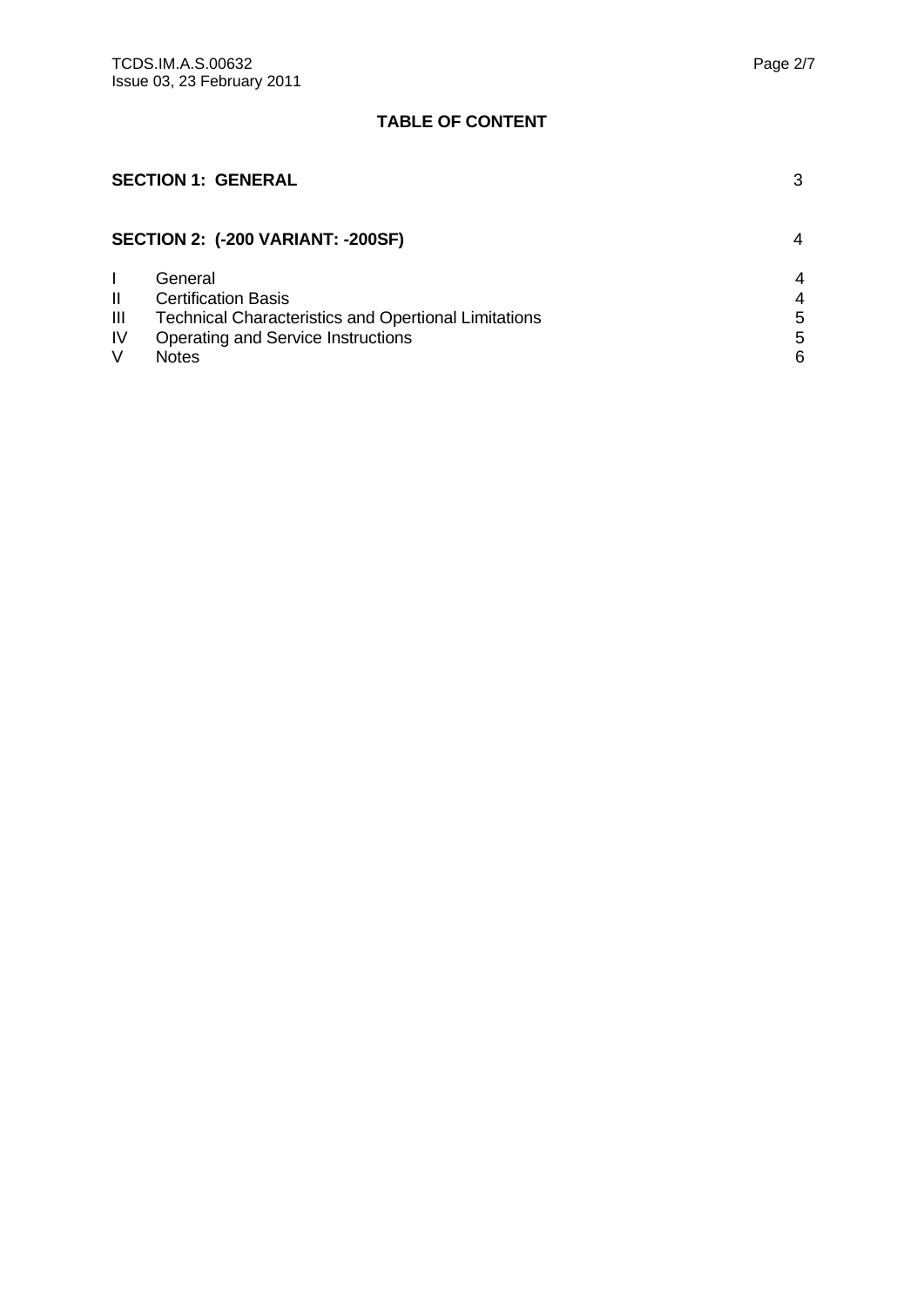## TABLE OF CONTENT

| | | |
|---|---|---|
| **SECTION 1: GENERAL** | | 3 |
| **SECTION 2: (-200 VARIANT: -200SF)** | | 4 |
| I | General | 4 |
| II | Certification Basis | 4 |
| III | Technical Characteristics and Opertional Limitations | 5 |
| IV | Operating and Service Instructions | 5 |
| V | Notes | 6 |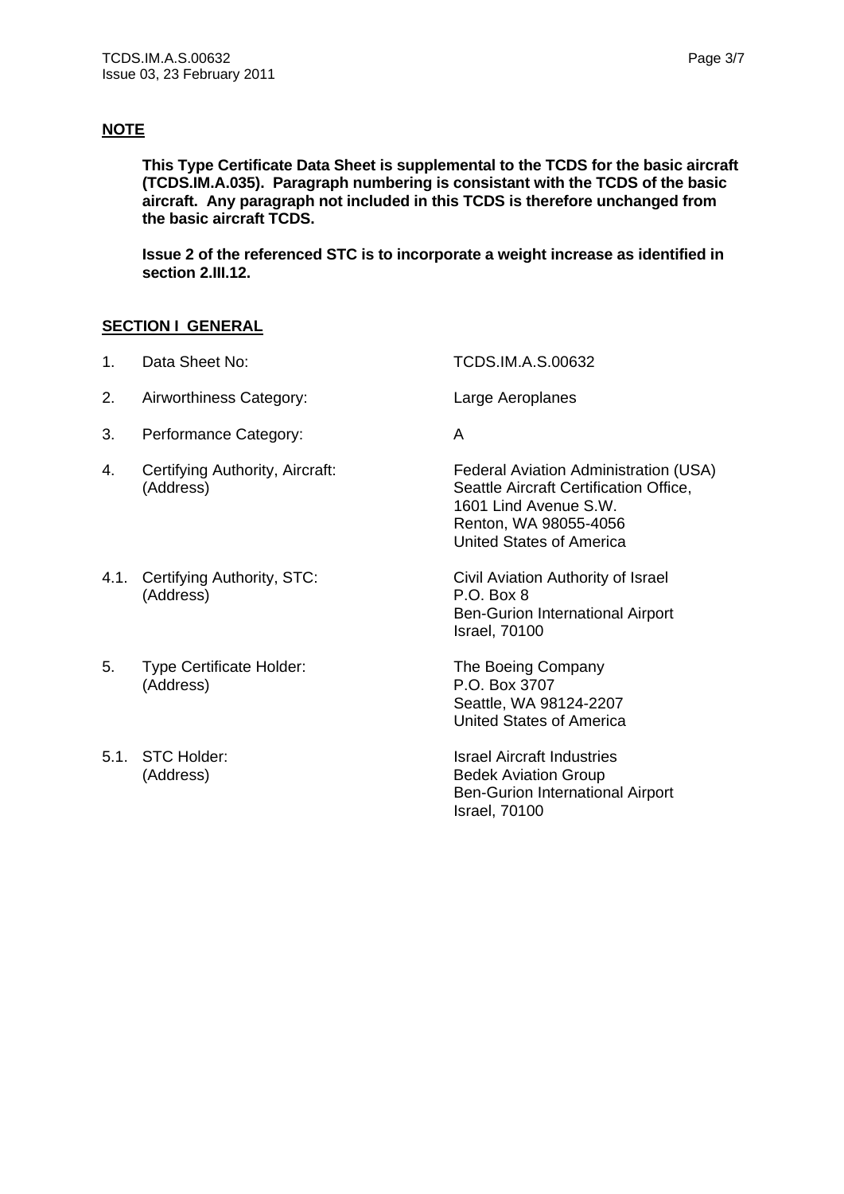**NOTE**

**This Type Certificate Data Sheet is supplemental to the TCDS for the basic aircraft (TCDS.IM.A.035). Paragraph numbering is consistant with the TCDS of the basic aircraft. Any paragraph not included in this TCDS is therefore unchanged from the basic aircraft TCDS.**

**Issue 2 of the referenced STC is to incorporate a weight increase as identified in section 2.III.12.**

**SECTION I GENERAL**

| | | |
|---|---|---|
| 1. | Data Sheet No: | TCDS.IM.A.S.00632 |
| 2. | Airworthiness Category: | Large Aeroplanes |
| 3. | Performance Category: | A |
| 4. | Certifying Authority, Aircraft: (Address) | Federal Aviation Administration (USA) Seattle Aircraft Certification Office, 1601 Lind Avenue S.W. Renton, WA 98055-4056 United States of America |
| 4.1. | Certifying Authority, STC: (Address) | Civil Aviation Authority of Israel P.O. Box 8 Ben-Gurion International Airport Israel, 70100 |
| 5. | Type Certificate Holder: (Address) | The Boeing Company P.O. Box 3707 Seattle, WA 98124-2207 United States of America |
| 5.1. | STC Holder: (Address) | Israel Aircraft Industries Bedek Aviation Group Ben-Gurion International Airport Israel, 70100 |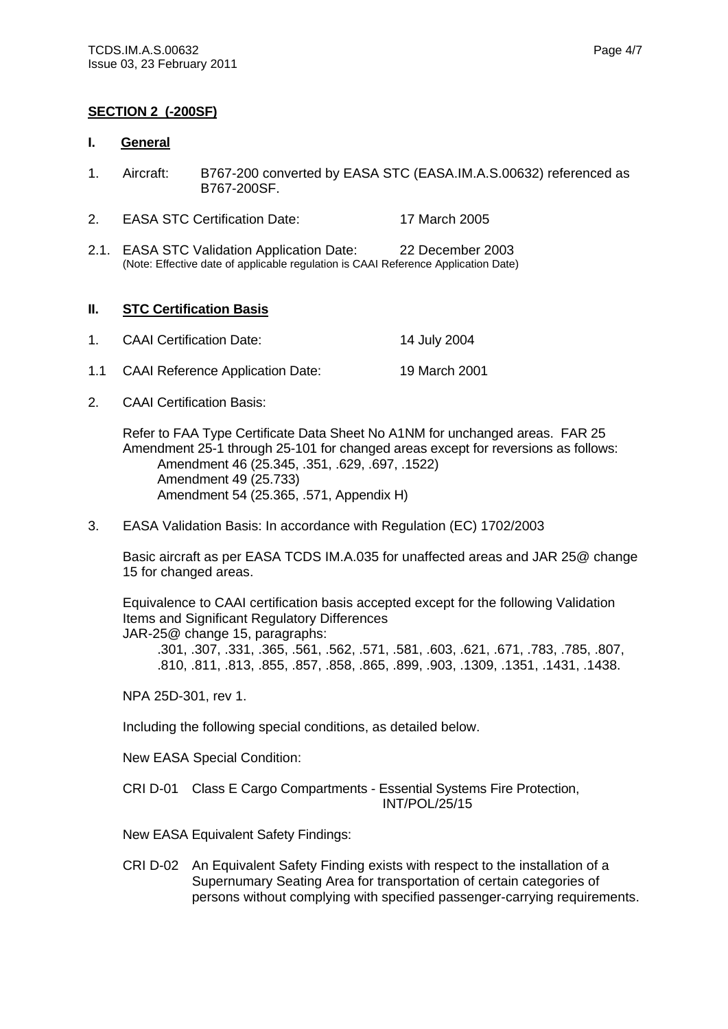## SECTION 2 (-200SF)

### I. General

1. Aircraft: B767-200 converted by EASA STC (EASA.IM.A.S.00632) referenced as B767-200SF.

2. EASA STC Certification Date: 17 March 2005

2.1. EASA STC Validation Application Date: 22 December 2003
(Note: Effective date of applicable regulation is CAAI Reference Application Date)

### II. STC Certification Basis

1. CAAI Certification Date: 14 July 2004

1.1 CAAI Reference Application Date: 19 March 2001

2. CAAI Certification Basis:

   Refer to FAA Type Certificate Data Sheet No A1NM for unchanged areas. FAR 25 Amendment 25-1 through 25-101 for changed areas except for reversions as follows:
   - Amendment 46 (25.345, .351, .629, .697, .1522)
   - Amendment 49 (25.733)
   - Amendment 54 (25.365, .571, Appendix H)

3. EASA Validation Basis: In accordance with Regulation (EC) 1702/2003

   Basic aircraft as per EASA TCDS IM.A.035 for unaffected areas and JAR 25@ change 15 for changed areas.

   Equivalence to CAAI certification basis accepted except for the following Validation Items and Significant Regulatory Differences
   JAR-25@ change 15, paragraphs:
   .301, .307, .331, .365, .561, .562, .571, .581, .603, .621, .671, .783, .785, .807, .810, .811, .813, .855, .857, .858, .865, .899, .903, .1309, .1351, .1431, .1438.

   NPA 25D-301, rev 1.

   Including the following special conditions, as detailed below.

   New EASA Special Condition:

   CRI D-01 Class E Cargo Compartments - Essential Systems Fire Protection, INT/POL/25/15

   New EASA Equivalent Safety Findings:

   CRI D-02 An Equivalent Safety Finding exists with respect to the installation of a Supernumary Seating Area for transportation of certain categories of persons without complying with specified passenger-carrying requirements.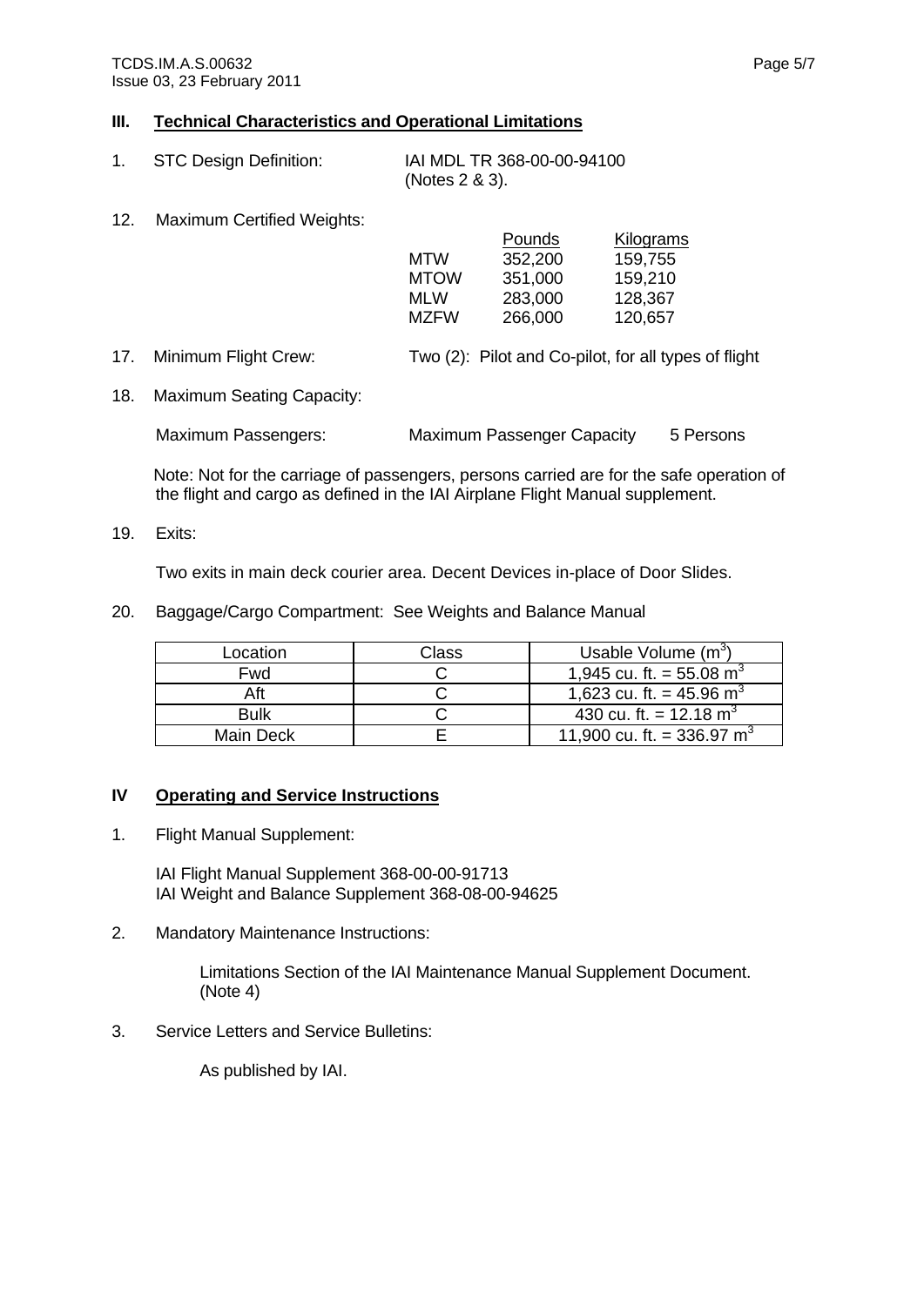## III. Technical Characteristics and Operational Limitations

1. STC Design Definition: IAI MDL TR 368-00-00-94100 (Notes 2 & 3).

12. Maximum Certified Weights:

| | Pounds | Kilograms |
|---|---|---|
| MTW | 352,200 | 159,755 |
| MTOW | 351,000 | 159,210 |
| MLW | 283,000 | 128,367 |
| MZFW | 266,000 | 120,657 |

17. Minimum Flight Crew: Two (2): Pilot and Co-pilot, for all types of flight

18. Maximum Seating Capacity:

    Maximum Passengers: Maximum Passenger Capacity 5 Persons

    Note: Not for the carriage of passengers, persons carried are for the safe operation of the flight and cargo as defined in the IAI Airplane Flight Manual supplement.

19. Exits:

    Two exits in main deck courier area. Decent Devices in-place of Door Slides.

20. Baggage/Cargo Compartment: See Weights and Balance Manual

| Location | Class | Usable Volume ($m^3$) |
|---|---|---|
| Fwd | C | 1,945 cu. ft. = 55.08 $m^3$ |
| Aft | C | 1,623 cu. ft. = 45.96 $m^3$ |
| Bulk | C | 430 cu. ft. = 12.18 $m^3$ |
| Main Deck | E | 11,900 cu. ft. = 336.97 $m^3$ |

## IV Operating and Service Instructions

1. Flight Manual Supplement:

    IAI Flight Manual Supplement 368-00-00-91713
    IAI Weight and Balance Supplement 368-08-00-94625

2. Mandatory Maintenance Instructions:

    Limitations Section of the IAI Maintenance Manual Supplement Document. (Note 4)

3. Service Letters and Service Bulletins:

    As published by IAI.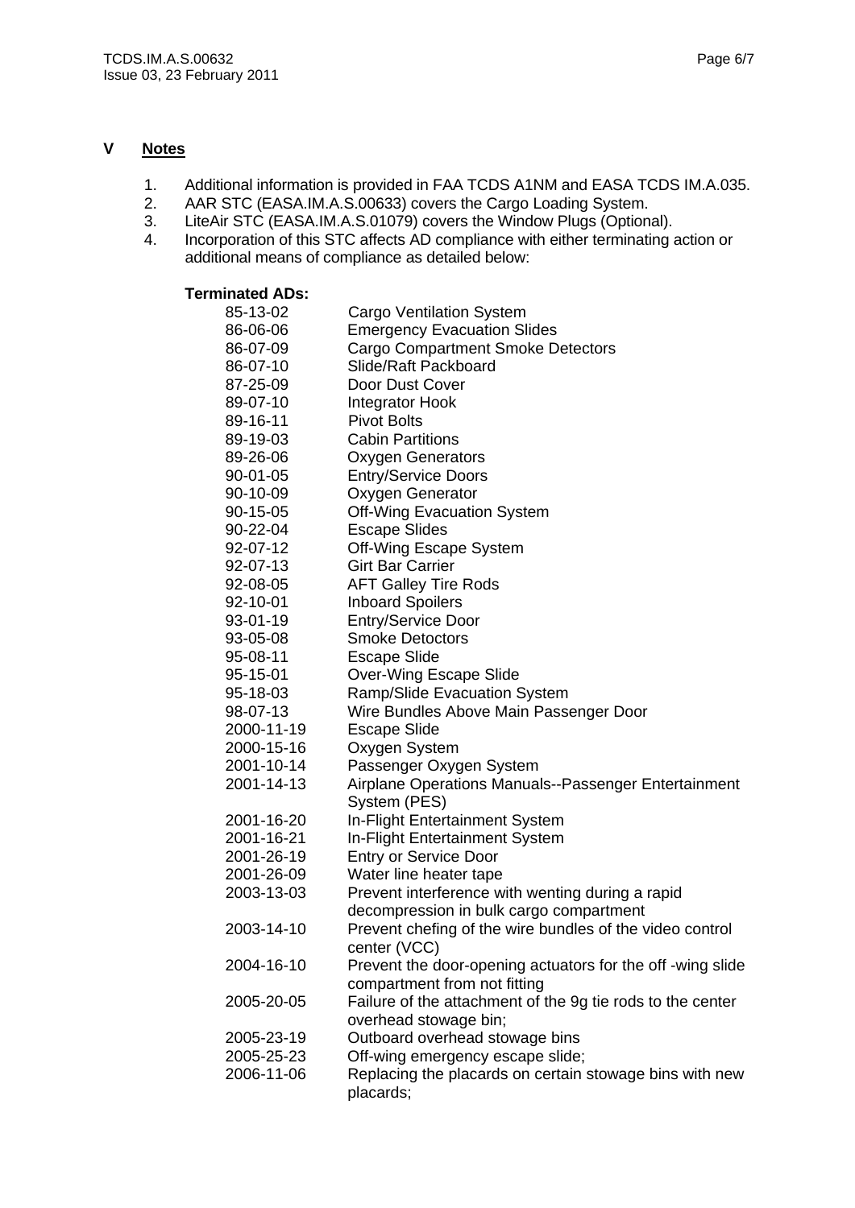## V Notes

1. Additional information is provided in FAA TCDS A1NM and EASA TCDS IM.A.035.
2. AAR STC (EASA.IM.A.S.00633) covers the Cargo Loading System.
3. LiteAir STC (EASA.IM.A.S.01079) covers the Window Plugs (Optional).
4. Incorporation of this STC affects AD compliance with either terminating action or additional means of compliance as detailed below:

**Terminated ADs:**

| | |
|---|---|
| 85-13-02 | Cargo Ventilation System |
| 86-06-06 | Emergency Evacuation Slides |
| 86-07-09 | Cargo Compartment Smoke Detectors |
| 86-07-10 | Slide/Raft Packboard |
| 87-25-09 | Door Dust Cover |
| 89-07-10 | Integrator Hook |
| 89-16-11 | Pivot Bolts |
| 89-19-03 | Cabin Partitions |
| 89-26-06 | Oxygen Generators |
| 90-01-05 | Entry/Service Doors |
| 90-10-09 | Oxygen Generator |
| 90-15-05 | Off-Wing Evacuation System |
| 90-22-04 | Escape Slides |
| 92-07-12 | Off-Wing Escape System |
| 92-07-13 | Girt Bar Carrier |
| 92-08-05 | AFT Galley Tire Rods |
| 92-10-01 | Inboard Spoilers |
| 93-01-19 | Entry/Service Door |
| 93-05-08 | Smoke Detoctors |
| 95-08-11 | Escape Slide |
| 95-15-01 | Over-Wing Escape Slide |
| 95-18-03 | Ramp/Slide Evacuation System |
| 98-07-13 | Wire Bundles Above Main Passenger Door |
| 2000-11-19 | Escape Slide |
| 2000-15-16 | Oxygen System |
| 2001-10-14 | Passenger Oxygen System |
| 2001-14-13 | Airplane Operations Manuals--Passenger Entertainment System (PES) |
| 2001-16-20 | In-Flight Entertainment System |
| 2001-16-21 | In-Flight Entertainment System |
| 2001-26-19 | Entry or Service Door |
| 2001-26-09 | Water line heater tape |
| 2003-13-03 | Prevent interference with wenting during a rapid decompression in bulk cargo compartment |
| 2003-14-10 | Prevent chefing of the wire bundles of the video control center (VCC) |
| 2004-16-10 | Prevent the door-opening actuators for the off -wing slide compartment from not fitting |
| 2005-20-05 | Failure of the attachment of the 9g tie rods to the center overhead stowage bin; |
| 2005-23-19 | Outboard overhead stowage bins |
| 2005-25-23 | Off-wing emergency escape slide; |
| 2006-11-06 | Replacing the placards on certain stowage bins with new placards; |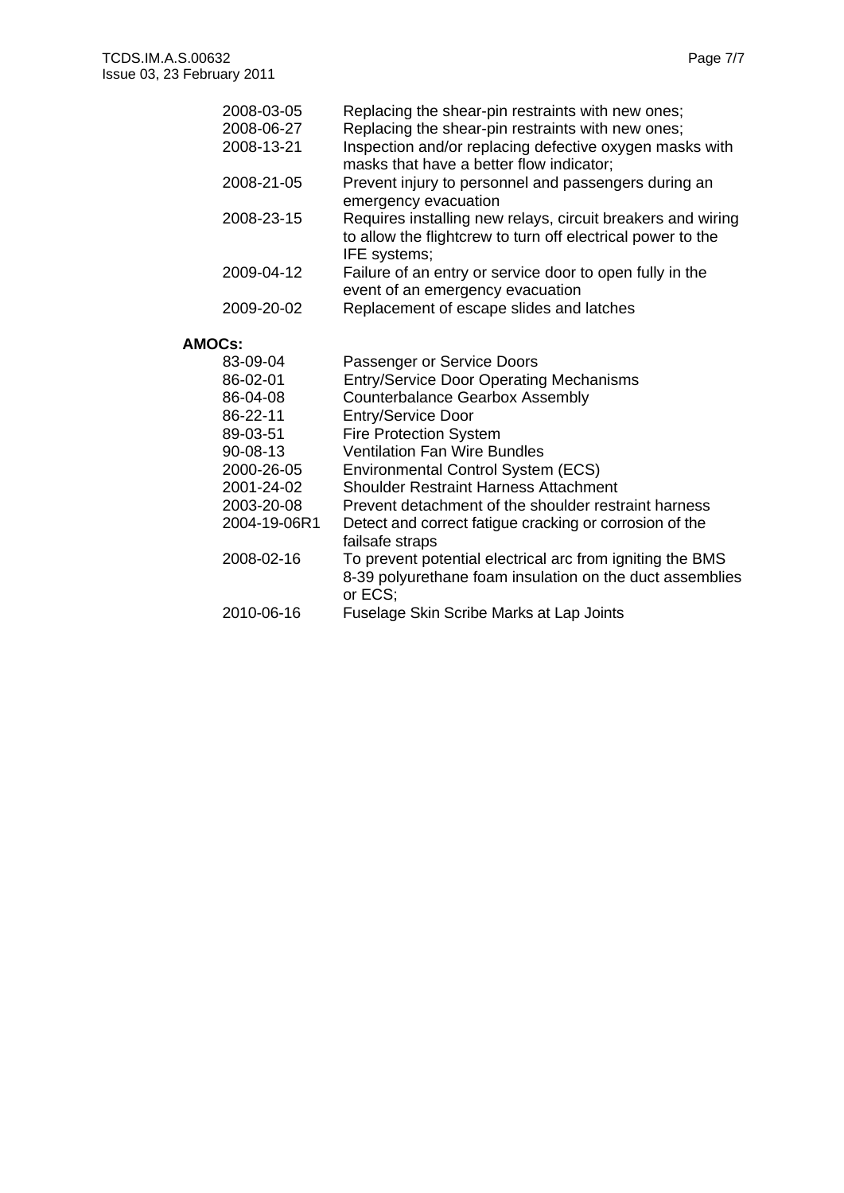| | |
|---|---|
| 2008-03-05 | Replacing the shear-pin restraints with new ones; |
| 2008-06-27 | Replacing the shear-pin restraints with new ones; |
| 2008-13-21 | Inspection and/or replacing defective oxygen masks with masks that have a better flow indicator; |
| 2008-21-05 | Prevent injury to personnel and passengers during an emergency evacuation |
| 2008-23-15 | Requires installing new relays, circuit breakers and wiring to allow the flightcrew to turn off electrical power to the IFE systems; |
| 2009-04-12 | Failure of an entry or service door to open fully in the event of an emergency evacuation |
| 2009-20-02 | Replacement of escape slides and latches |

**AMOCs:**

| | |
|---|---|
| 83-09-04 | Passenger or Service Doors |
| 86-02-01 | Entry/Service Door Operating Mechanisms |
| 86-04-08 | Counterbalance Gearbox Assembly |
| 86-22-11 | Entry/Service Door |
| 89-03-51 | Fire Protection System |
| 90-08-13 | Ventilation Fan Wire Bundles |
| 2000-26-05 | Environmental Control System (ECS) |
| 2001-24-02 | Shoulder Restraint Harness Attachment |
| 2003-20-08 | Prevent detachment of the shoulder restraint harness |
| 2004-19-06R1 | Detect and correct fatigue cracking or corrosion of the failsafe straps |
| 2008-02-16 | To prevent potential electrical arc from igniting the BMS 8-39 polyurethane foam insulation on the duct assemblies or ECS; |
| 2010-06-16 | Fuselage Skin Scribe Marks at Lap Joints |